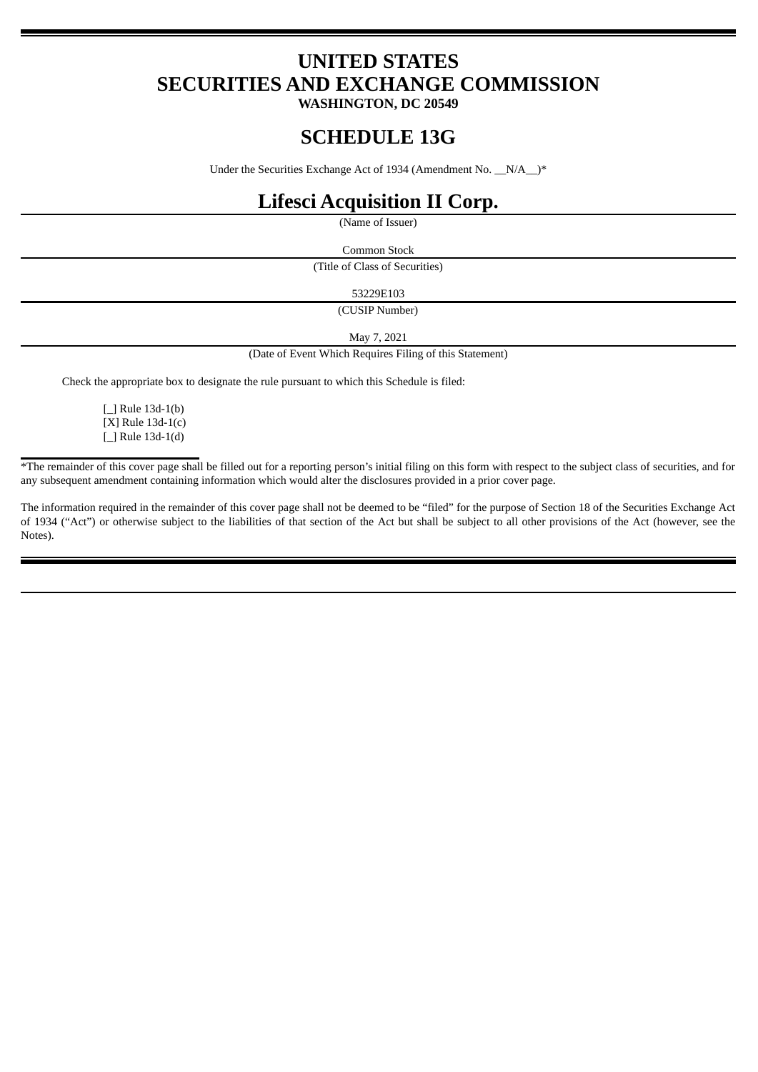# UNITED STATES
# SECURITIES AND EXCHANGE COMMISSION
**WASHINGTON, DC 20549**

# SCHEDULE 13G

Under the Securities Exchange Act of 1934 (Amendment No. __N/A__)*

# Lifesci Acquisition II Corp.

(Name of Issuer)

Common Stock

(Title of Class of Securities)

53229E103

(CUSIP Number)

May 7, 2021

(Date of Event Which Requires Filing of this Statement)

Check the appropriate box to designate the rule pursuant to which this Schedule is filed:

[_] Rule 13d-1(b)
[X] Rule 13d-1(c)
[_] Rule 13d-1(d)

*The remainder of this cover page shall be filled out for a reporting person's initial filing on this form with respect to the subject class of securities, and for any subsequent amendment containing information which would alter the disclosures provided in a prior cover page.

The information required in the remainder of this cover page shall not be deemed to be "filed" for the purpose of Section 18 of the Securities Exchange Act of 1934 ("Act") or otherwise subject to the liabilities of that section of the Act but shall be subject to all other provisions of the Act (however, see the Notes).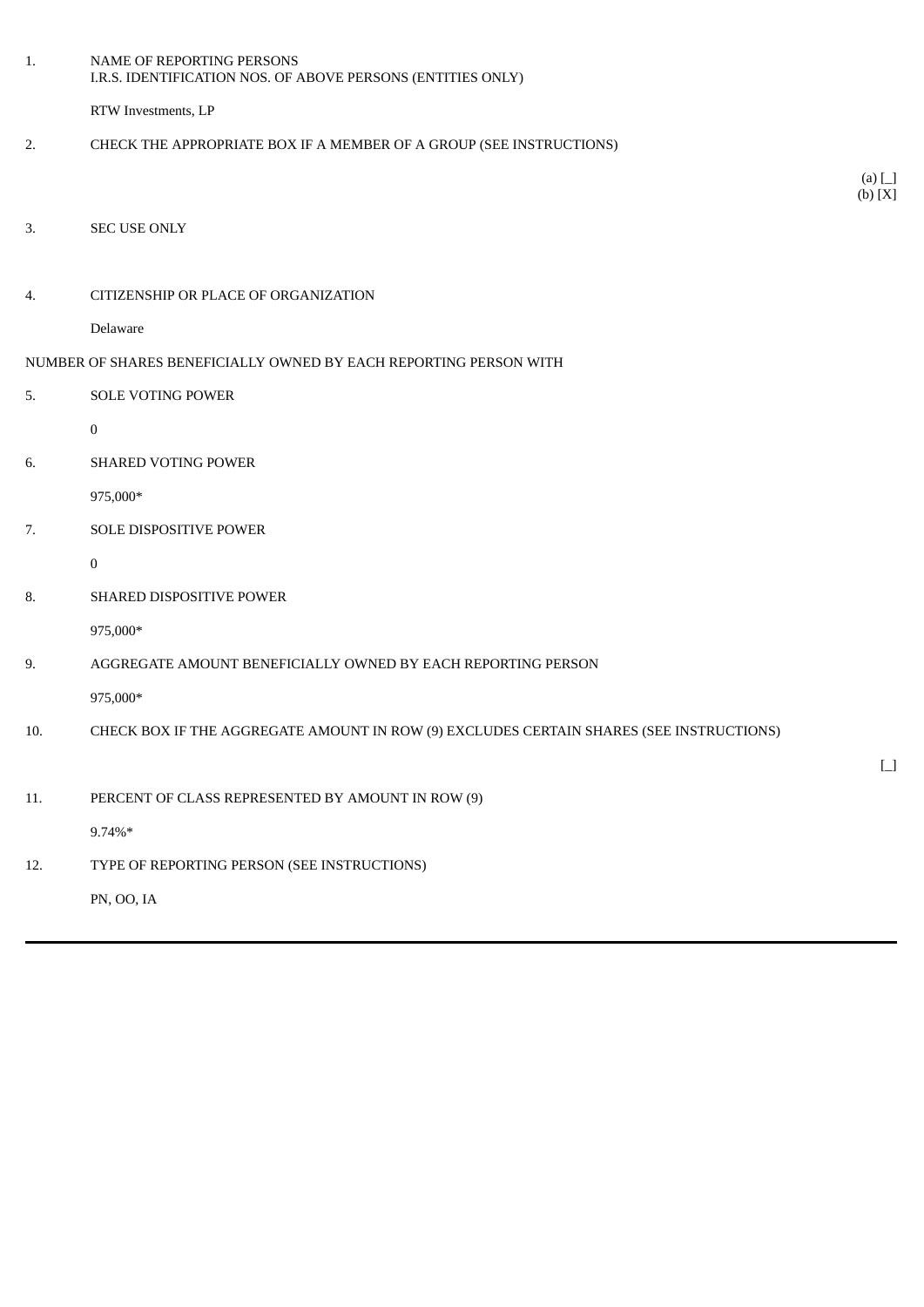| | | |
|---|---|---|
| 1. | NAME OF REPORTING PERSONS<br>I.R.S. IDENTIFICATION NOS. OF ABOVE PERSONS (ENTITIES ONLY)<br><br>RTW Investments, LP | |
| 2. | CHECK THE APPROPRIATE BOX IF A MEMBER OF A GROUP (SEE INSTRUCTIONS) | (a) [_]<br>(b) [X] |
| 3. | SEC USE ONLY | |
| 4. | CITIZENSHIP OR PLACE OF ORGANIZATION<br><br>Delaware | |
| NUMBER OF SHARES BENEFICIALLY OWNED BY EACH REPORTING PERSON WITH | | |
| 5. | SOLE VOTING POWER<br><br>0 | |
| 6. | SHARED VOTING POWER<br><br>975,000* | |
| 7. | SOLE DISPOSITIVE POWER<br><br>0 | |
| 8. | SHARED DISPOSITIVE POWER<br><br>975,000* | |
| 9. | AGGREGATE AMOUNT BENEFICIALLY OWNED BY EACH REPORTING PERSON<br><br>975,000* | |
| 10. | CHECK BOX IF THE AGGREGATE AMOUNT IN ROW (9) EXCLUDES CERTAIN SHARES (SEE INSTRUCTIONS) | [_] |
| 11. | PERCENT OF CLASS REPRESENTED BY AMOUNT IN ROW (9)<br><br>9.74%* | |
| 12. | TYPE OF REPORTING PERSON (SEE INSTRUCTIONS)<br><br>PN, OO, IA | |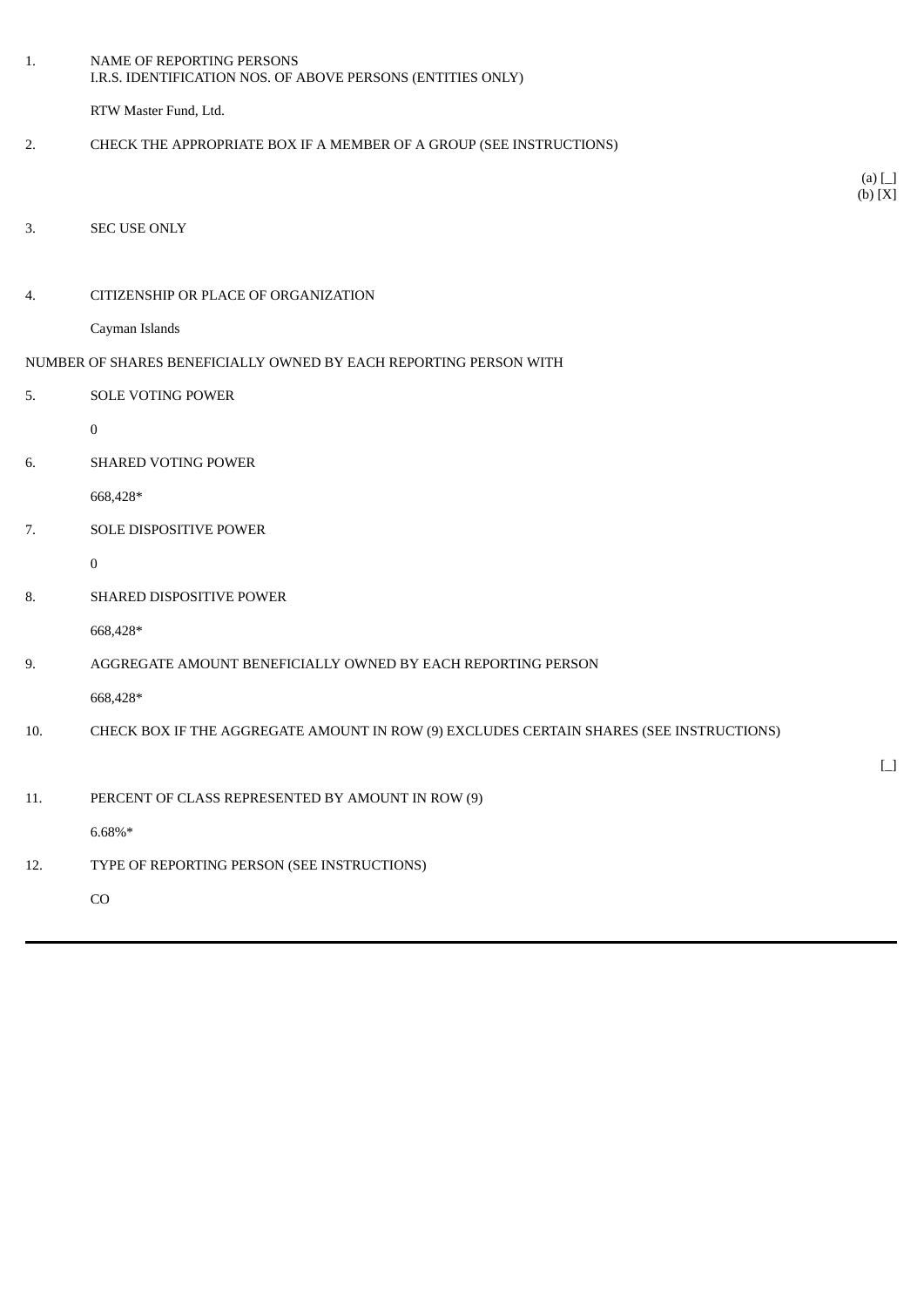| | | |
|---|---|---|
| 1. | NAME OF REPORTING PERSONS<br>I.R.S. IDENTIFICATION NOS. OF ABOVE PERSONS (ENTITIES ONLY)<br><br>RTW Master Fund, Ltd. | |
| 2. | CHECK THE APPROPRIATE BOX IF A MEMBER OF A GROUP (SEE INSTRUCTIONS) | (a) [_]<br>(b) [X] |
| 3. | SEC USE ONLY | |
| 4. | CITIZENSHIP OR PLACE OF ORGANIZATION<br><br>Cayman Islands | |
| NUMBER OF SHARES BENEFICIALLY OWNED BY EACH REPORTING PERSON WITH | | |
| 5. | SOLE VOTING POWER<br><br>0 | |
| 6. | SHARED VOTING POWER<br><br>668,428* | |
| 7. | SOLE DISPOSITIVE POWER<br><br>0 | |
| 8. | SHARED DISPOSITIVE POWER<br><br>668,428* | |
| 9. | AGGREGATE AMOUNT BENEFICIALLY OWNED BY EACH REPORTING PERSON<br><br>668,428* | |
| 10. | CHECK BOX IF THE AGGREGATE AMOUNT IN ROW (9) EXCLUDES CERTAIN SHARES (SEE INSTRUCTIONS) | [_] |
| 11. | PERCENT OF CLASS REPRESENTED BY AMOUNT IN ROW (9)<br><br>6.68%* | |
| 12. | TYPE OF REPORTING PERSON (SEE INSTRUCTIONS)<br><br>CO | |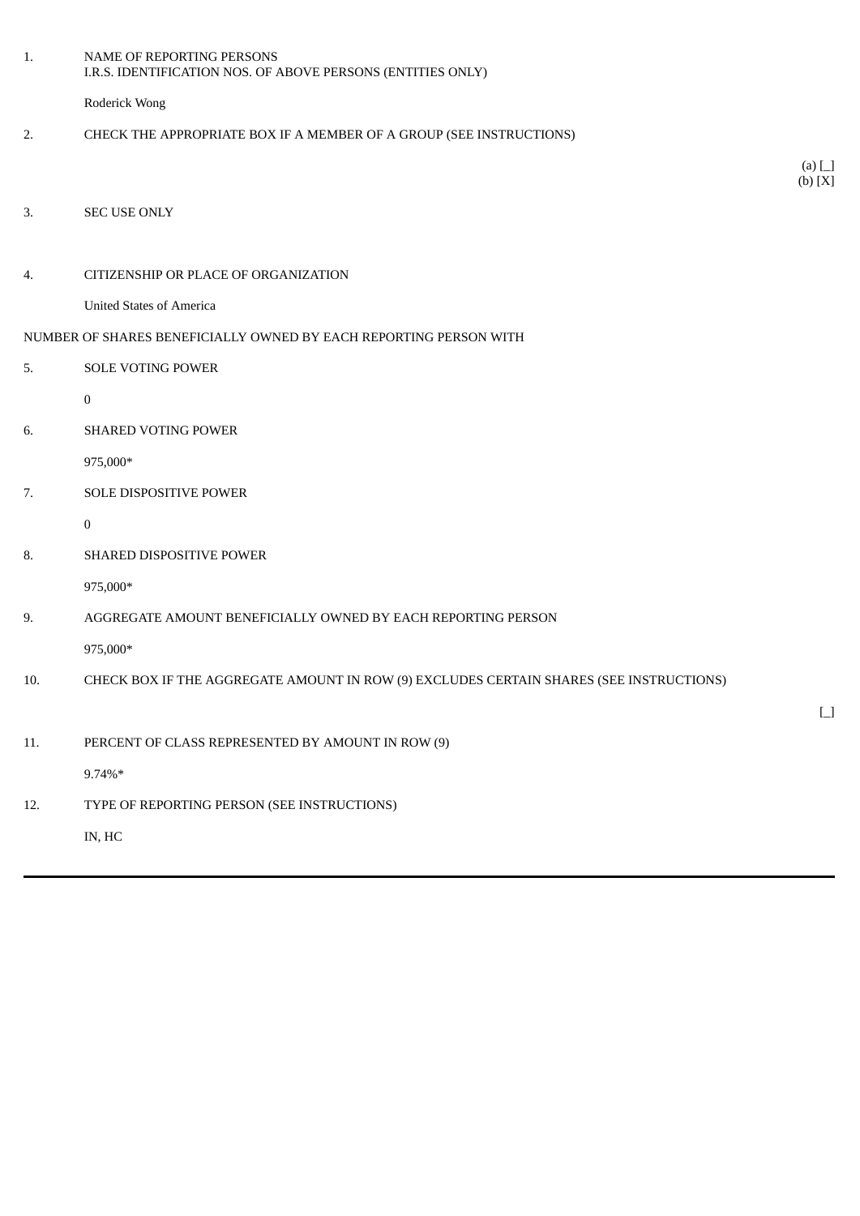| | | |
|---|---|---|
| 1. | NAME OF REPORTING PERSONS<br>I.R.S. IDENTIFICATION NOS. OF ABOVE PERSONS (ENTITIES ONLY)<br><br>Roderick Wong | |
| 2. | CHECK THE APPROPRIATE BOX IF A MEMBER OF A GROUP (SEE INSTRUCTIONS) | (a) [_]<br>(b) [X] |
| 3. | SEC USE ONLY | |
| 4. | CITIZENSHIP OR PLACE OF ORGANIZATION<br><br>United States of America | |
| NUMBER OF SHARES BENEFICIALLY OWNED BY EACH REPORTING PERSON WITH | | |
| 5. | SOLE VOTING POWER<br><br>0 | |
| 6. | SHARED VOTING POWER<br><br>975,000* | |
| 7. | SOLE DISPOSITIVE POWER<br><br>0 | |
| 8. | SHARED DISPOSITIVE POWER<br><br>975,000* | |
| 9. | AGGREGATE AMOUNT BENEFICIALLY OWNED BY EACH REPORTING PERSON<br><br>975,000* | |
| 10. | CHECK BOX IF THE AGGREGATE AMOUNT IN ROW (9) EXCLUDES CERTAIN SHARES (SEE INSTRUCTIONS) | [_] |
| 11. | PERCENT OF CLASS REPRESENTED BY AMOUNT IN ROW (9)<br><br>9.74%* | |
| 12. | TYPE OF REPORTING PERSON (SEE INSTRUCTIONS)<br><br>IN, HC | |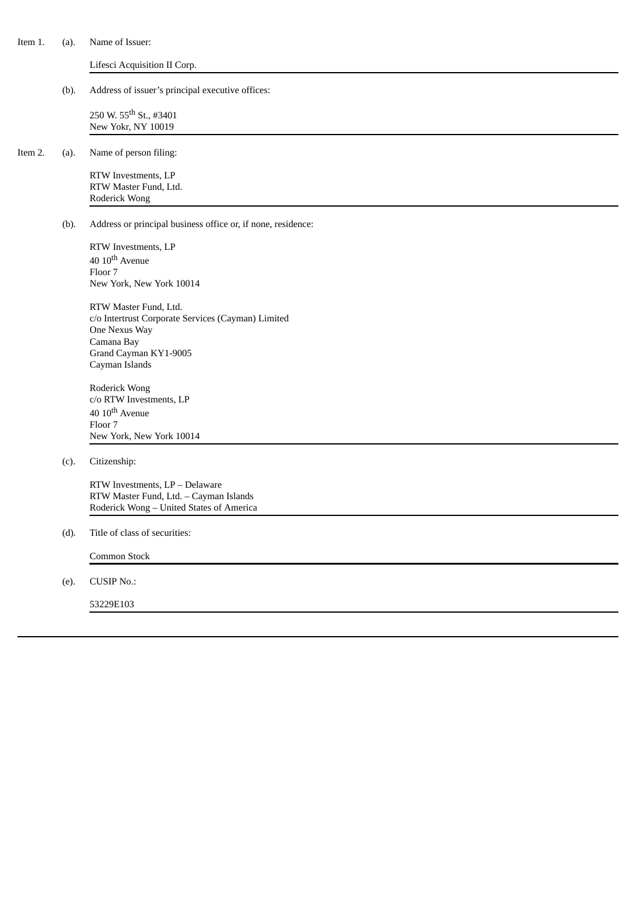Item 1. (a). Name of Issuer:

Lifesci Acquisition II Corp.

(b). Address of issuer's principal executive offices:

250 W. 55$^{th}$ St., #3401
New Yokr, NY 10019

Item 2. (a). Name of person filing:

RTW Investments, LP
RTW Master Fund, Ltd.
Roderick Wong

(b). Address or principal business office or, if none, residence:

RTW Investments, LP
40 10$^{th}$ Avenue
Floor 7
New York, New York 10014

RTW Master Fund, Ltd.
c/o Intertrust Corporate Services (Cayman) Limited
One Nexus Way
Camana Bay
Grand Cayman KY1-9005
Cayman Islands

Roderick Wong
c/o RTW Investments, LP
40 10$^{th}$ Avenue
Floor 7
New York, New York 10014

(c). Citizenship:

RTW Investments, LP – Delaware
RTW Master Fund, Ltd. – Cayman Islands
Roderick Wong – United States of America

(d). Title of class of securities:

Common Stock

(e). CUSIP No.:

53229E103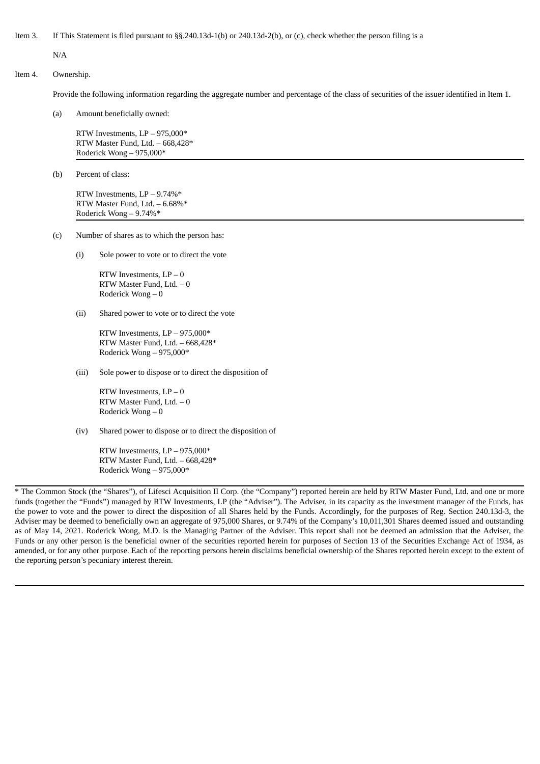Item 3. If This Statement is filed pursuant to §§.240.13d-1(b) or 240.13d-2(b), or (c), check whether the person filing is a

N/A

Item 4. Ownership.

Provide the following information regarding the aggregate number and percentage of the class of securities of the issuer identified in Item 1.

(a) Amount beneficially owned:

RTW Investments, LP – 975,000*
RTW Master Fund, Ltd. – 668,428*
Roderick Wong – 975,000*

(b) Percent of class:

RTW Investments, LP – 9.74%*
RTW Master Fund, Ltd. – 6.68%*
Roderick Wong – 9.74%*

(c) Number of shares as to which the person has:

(i) Sole power to vote or to direct the vote

RTW Investments, LP – 0
RTW Master Fund, Ltd. – 0
Roderick Wong – 0

(ii) Shared power to vote or to direct the vote

RTW Investments, LP – 975,000*
RTW Master Fund, Ltd. – 668,428*
Roderick Wong – 975,000*

(iii) Sole power to dispose or to direct the disposition of

RTW Investments, LP – 0
RTW Master Fund, Ltd. – 0
Roderick Wong – 0

(iv) Shared power to dispose or to direct the disposition of

RTW Investments, LP – 975,000*
RTW Master Fund, Ltd. – 668,428*
Roderick Wong – 975,000*

---

* The Common Stock (the "Shares"), of Lifesci Acquisition II Corp. (the "Company") reported herein are held by RTW Master Fund, Ltd. and one or more funds (together the "Funds") managed by RTW Investments, LP (the "Adviser"). The Adviser, in its capacity as the investment manager of the Funds, has the power to vote and the power to direct the disposition of all Shares held by the Funds. Accordingly, for the purposes of Reg. Section 240.13d-3, the Adviser may be deemed to beneficially own an aggregate of 975,000 Shares, or 9.74% of the Company's 10,011,301 Shares deemed issued and outstanding as of May 14, 2021. Roderick Wong, M.D. is the Managing Partner of the Adviser. This report shall not be deemed an admission that the Adviser, the Funds or any other person is the beneficial owner of the securities reported herein for purposes of Section 13 of the Securities Exchange Act of 1934, as amended, or for any other purpose. Each of the reporting persons herein disclaims beneficial ownership of the Shares reported herein except to the extent of the reporting person's pecuniary interest therein.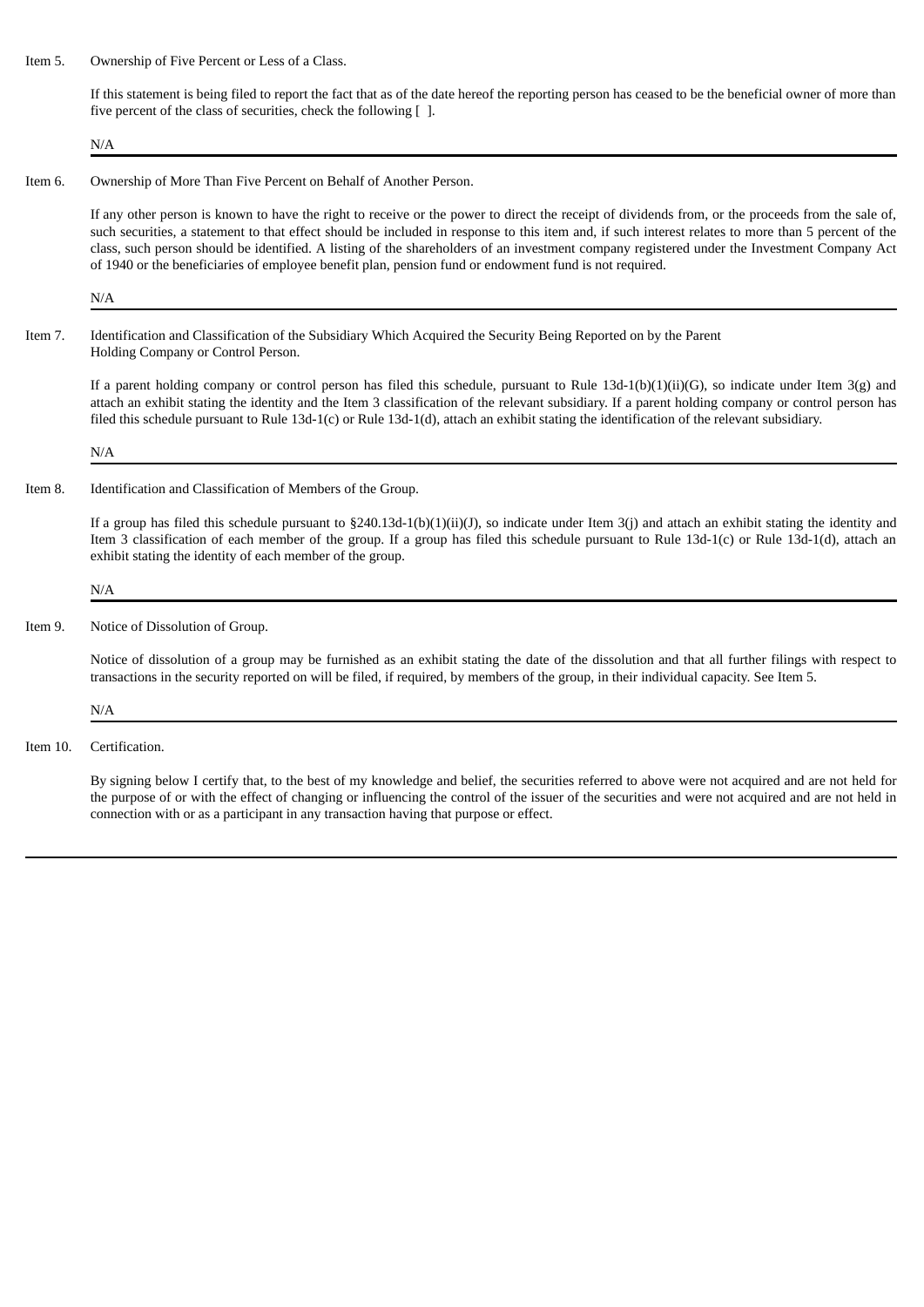Item 5. Ownership of Five Percent or Less of a Class.

If this statement is being filed to report the fact that as of the date hereof the reporting person has ceased to be the beneficial owner of more than five percent of the class of securities, check the following [ ].

N/A

---

Item 6. Ownership of More Than Five Percent on Behalf of Another Person.

If any other person is known to have the right to receive or the power to direct the receipt of dividends from, or the proceeds from the sale of, such securities, a statement to that effect should be included in response to this item and, if such interest relates to more than 5 percent of the class, such person should be identified. A listing of the shareholders of an investment company registered under the Investment Company Act of 1940 or the beneficiaries of employee benefit plan, pension fund or endowment fund is not required.

N/A

---

Item 7. Identification and Classification of the Subsidiary Which Acquired the Security Being Reported on by the Parent Holding Company or Control Person.

If a parent holding company or control person has filed this schedule, pursuant to Rule 13d-1(b)(1)(ii)(G), so indicate under Item 3(g) and attach an exhibit stating the identity and the Item 3 classification of the relevant subsidiary. If a parent holding company or control person has filed this schedule pursuant to Rule 13d-1(c) or Rule 13d-1(d), attach an exhibit stating the identification of the relevant subsidiary.

N/A

---

Item 8. Identification and Classification of Members of the Group.

If a group has filed this schedule pursuant to §240.13d-1(b)(1)(ii)(J), so indicate under Item 3(j) and attach an exhibit stating the identity and Item 3 classification of each member of the group. If a group has filed this schedule pursuant to Rule 13d-1(c) or Rule 13d-1(d), attach an exhibit stating the identity of each member of the group.

N/A

---

Item 9. Notice of Dissolution of Group.

Notice of dissolution of a group may be furnished as an exhibit stating the date of the dissolution and that all further filings with respect to transactions in the security reported on will be filed, if required, by members of the group, in their individual capacity. See Item 5.

N/A

---

Item 10. Certification.

By signing below I certify that, to the best of my knowledge and belief, the securities referred to above were not acquired and are not held for the purpose of or with the effect of changing or influencing the control of the issuer of the securities and were not acquired and are not held in connection with or as a participant in any transaction having that purpose or effect.

---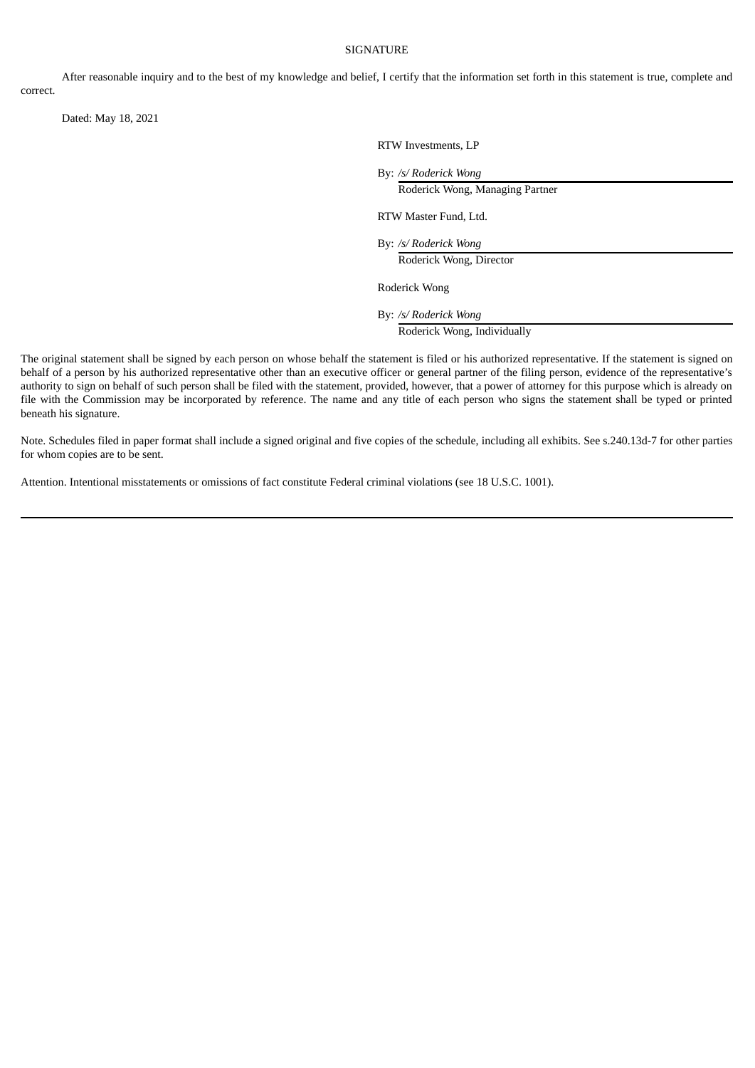SIGNATURE

After reasonable inquiry and to the best of my knowledge and belief, I certify that the information set forth in this statement is true, complete and correct.

Dated: May 18, 2021

RTW Investments, LP

By: */s/ Roderick Wong*
Roderick Wong, Managing Partner

RTW Master Fund, Ltd.

By: */s/ Roderick Wong*
Roderick Wong, Director

Roderick Wong

By: */s/ Roderick Wong*
Roderick Wong, Individually

The original statement shall be signed by each person on whose behalf the statement is filed or his authorized representative. If the statement is signed on behalf of a person by his authorized representative other than an executive officer or general partner of the filing person, evidence of the representative's authority to sign on behalf of such person shall be filed with the statement, provided, however, that a power of attorney for this purpose which is already on file with the Commission may be incorporated by reference. The name and any title of each person who signs the statement shall be typed or printed beneath his signature.

Note. Schedules filed in paper format shall include a signed original and five copies of the schedule, including all exhibits. See s.240.13d-7 for other parties for whom copies are to be sent.

Attention. Intentional misstatements or omissions of fact constitute Federal criminal violations (see 18 U.S.C. 1001).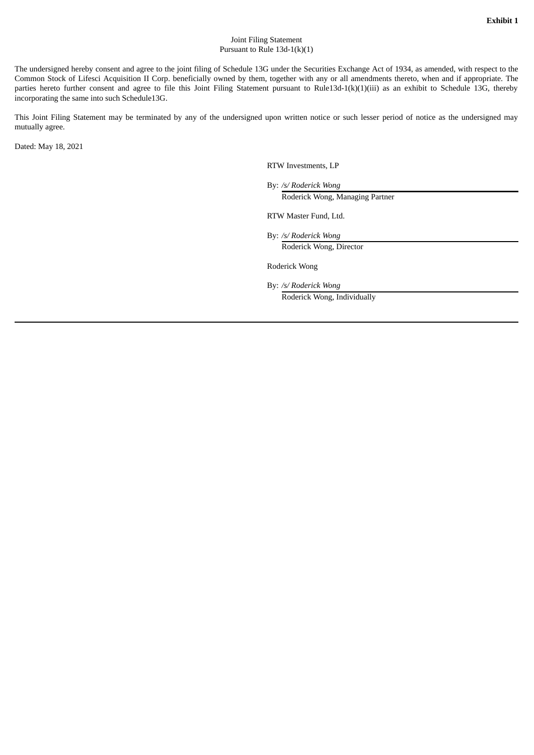**Exhibit 1**

Joint Filing Statement
Pursuant to Rule 13d-1(k)(1)

The undersigned hereby consent and agree to the joint filing of Schedule 13G under the Securities Exchange Act of 1934, as amended, with respect to the Common Stock of Lifesci Acquisition II Corp. beneficially owned by them, together with any or all amendments thereto, when and if appropriate. The parties hereto further consent and agree to file this Joint Filing Statement pursuant to Rule13d-1(k)(1)(iii) as an exhibit to Schedule 13G, thereby incorporating the same into such Schedule13G.

This Joint Filing Statement may be terminated by any of the undersigned upon written notice or such lesser period of notice as the undersigned may mutually agree.

Dated: May 18, 2021

RTW Investments, LP

By: */s/ Roderick Wong*
Roderick Wong, Managing Partner

RTW Master Fund, Ltd.

By: */s/ Roderick Wong*
Roderick Wong, Director

Roderick Wong

By: */s/ Roderick Wong*
Roderick Wong, Individually